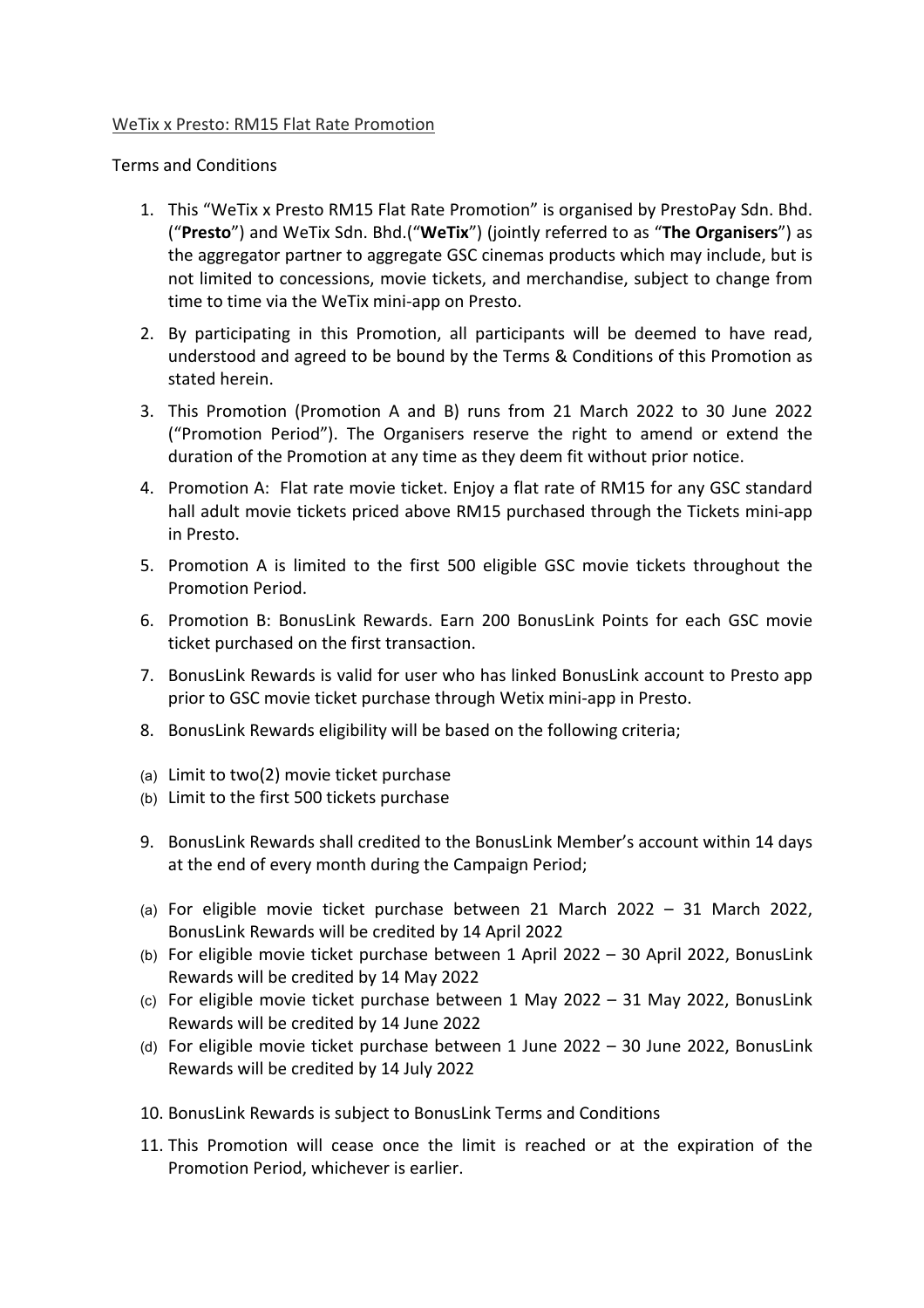WeTix x Presto: RM15 Flat Rate Promotion

Terms and Conditions

1. This "WeTix x Presto RM15 Flat Rate Promotion" is organised by PrestoPay Sdn. Bhd. ("**Presto**") and WeTix Sdn. Bhd.("**WeTix**") (jointly referred to as "**The Organisers**") as the aggregator partner to aggregate GSC cinemas products which may include, but is not limited to concessions, movie tickets, and merchandise, subject to change from time to time via the WeTix mini-app on Presto.
2. By participating in this Promotion, all participants will be deemed to have read, understood and agreed to be bound by the Terms & Conditions of this Promotion as stated herein.
3. This Promotion (Promotion A and B) runs from 21 March 2022 to 30 June 2022 ("Promotion Period"). The Organisers reserve the right to amend or extend the duration of the Promotion at any time as they deem fit without prior notice.
4. Promotion A: Flat rate movie ticket. Enjoy a flat rate of RM15 for any GSC standard hall adult movie tickets priced above RM15 purchased through the Tickets mini-app in Presto.
5. Promotion A is limited to the first 500 eligible GSC movie tickets throughout the Promotion Period.
6. Promotion B: BonusLink Rewards. Earn 200 BonusLink Points for each GSC movie ticket purchased on the first transaction.
7. BonusLink Rewards is valid for user who has linked BonusLink account to Presto app prior to GSC movie ticket purchase through Wetix mini-app in Presto.
8. BonusLink Rewards eligibility will be based on the following criteria;

(a) Limit to two(2) movie ticket purchase
(b) Limit to the first 500 tickets purchase

9. BonusLink Rewards shall credited to the BonusLink Member's account within 14 days at the end of every month during the Campaign Period;

(a) For eligible movie ticket purchase between 21 March 2022 – 31 March 2022, BonusLink Rewards will be credited by 14 April 2022
(b) For eligible movie ticket purchase between 1 April 2022 – 30 April 2022, BonusLink Rewards will be credited by 14 May 2022
(c) For eligible movie ticket purchase between 1 May 2022 – 31 May 2022, BonusLink Rewards will be credited by 14 June 2022
(d) For eligible movie ticket purchase between 1 June 2022 – 30 June 2022, BonusLink Rewards will be credited by 14 July 2022

10. BonusLink Rewards is subject to BonusLink Terms and Conditions
11. This Promotion will cease once the limit is reached or at the expiration of the Promotion Period, whichever is earlier.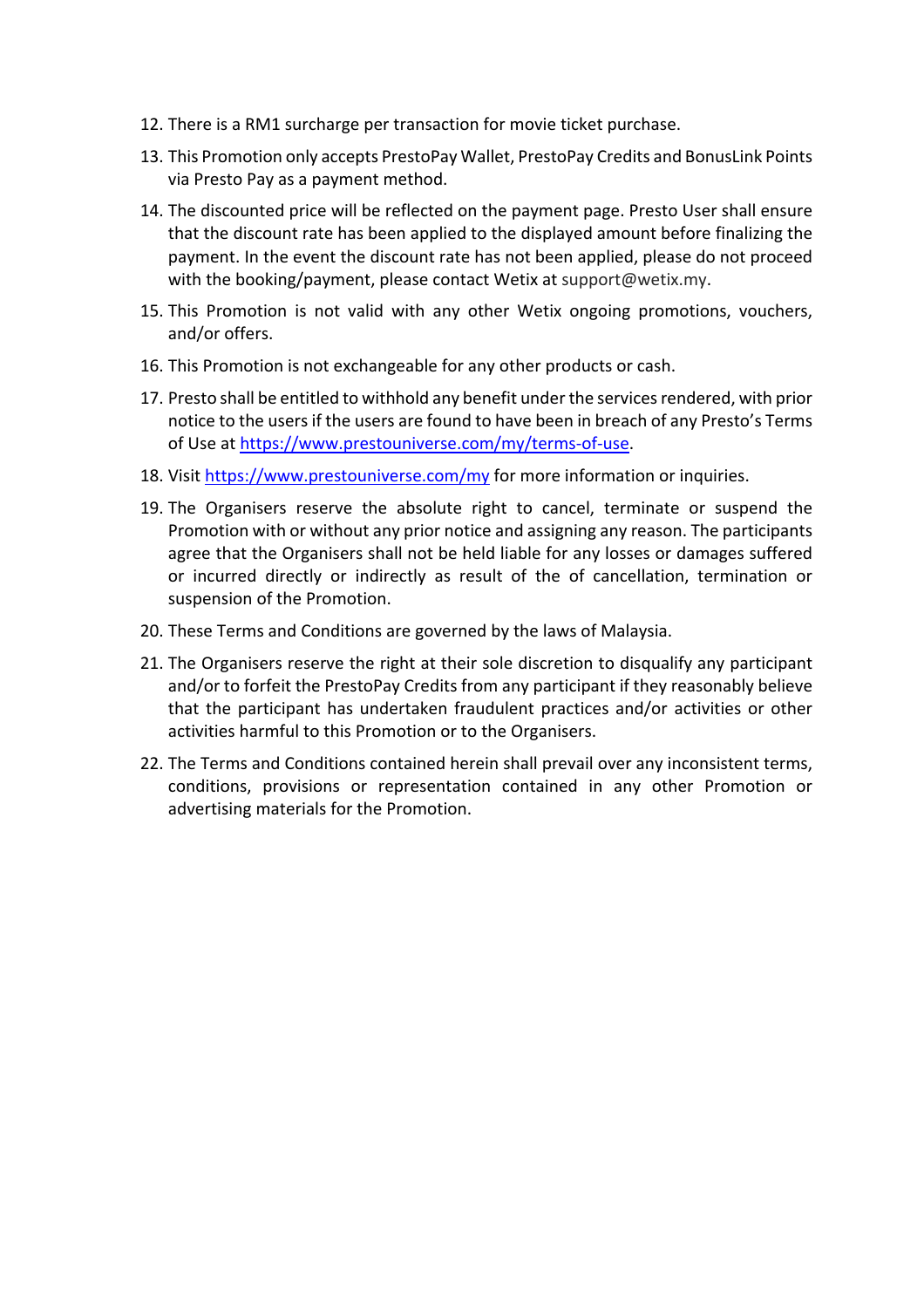12. There is a RM1 surcharge per transaction for movie ticket purchase.
13. This Promotion only accepts PrestoPay Wallet, PrestoPay Credits and BonusLink Points via Presto Pay as a payment method.
14. The discounted price will be reflected on the payment page. Presto User shall ensure that the discount rate has been applied to the displayed amount before finalizing the payment. In the event the discount rate has not been applied, please do not proceed with the booking/payment, please contact Wetix at support@wetix.my.
15. This Promotion is not valid with any other Wetix ongoing promotions, vouchers, and/or offers.
16. This Promotion is not exchangeable for any other products or cash.
17. Presto shall be entitled to withhold any benefit under the services rendered, with prior notice to the users if the users are found to have been in breach of any Presto's Terms of Use at [https://www.prestouniverse.com/my/terms-of-use](https://www.prestouniverse.com/my/terms-of-use).
18. Visit [https://www.prestouniverse.com/my](https://www.prestouniverse.com/my) for more information or inquiries.
19. The Organisers reserve the absolute right to cancel, terminate or suspend the Promotion with or without any prior notice and assigning any reason. The participants agree that the Organisers shall not be held liable for any losses or damages suffered or incurred directly or indirectly as result of the of cancellation, termination or suspension of the Promotion.
20. These Terms and Conditions are governed by the laws of Malaysia.
21. The Organisers reserve the right at their sole discretion to disqualify any participant and/or to forfeit the PrestoPay Credits from any participant if they reasonably believe that the participant has undertaken fraudulent practices and/or activities or other activities harmful to this Promotion or to the Organisers.
22. The Terms and Conditions contained herein shall prevail over any inconsistent terms, conditions, provisions or representation contained in any other Promotion or advertising materials for the Promotion.